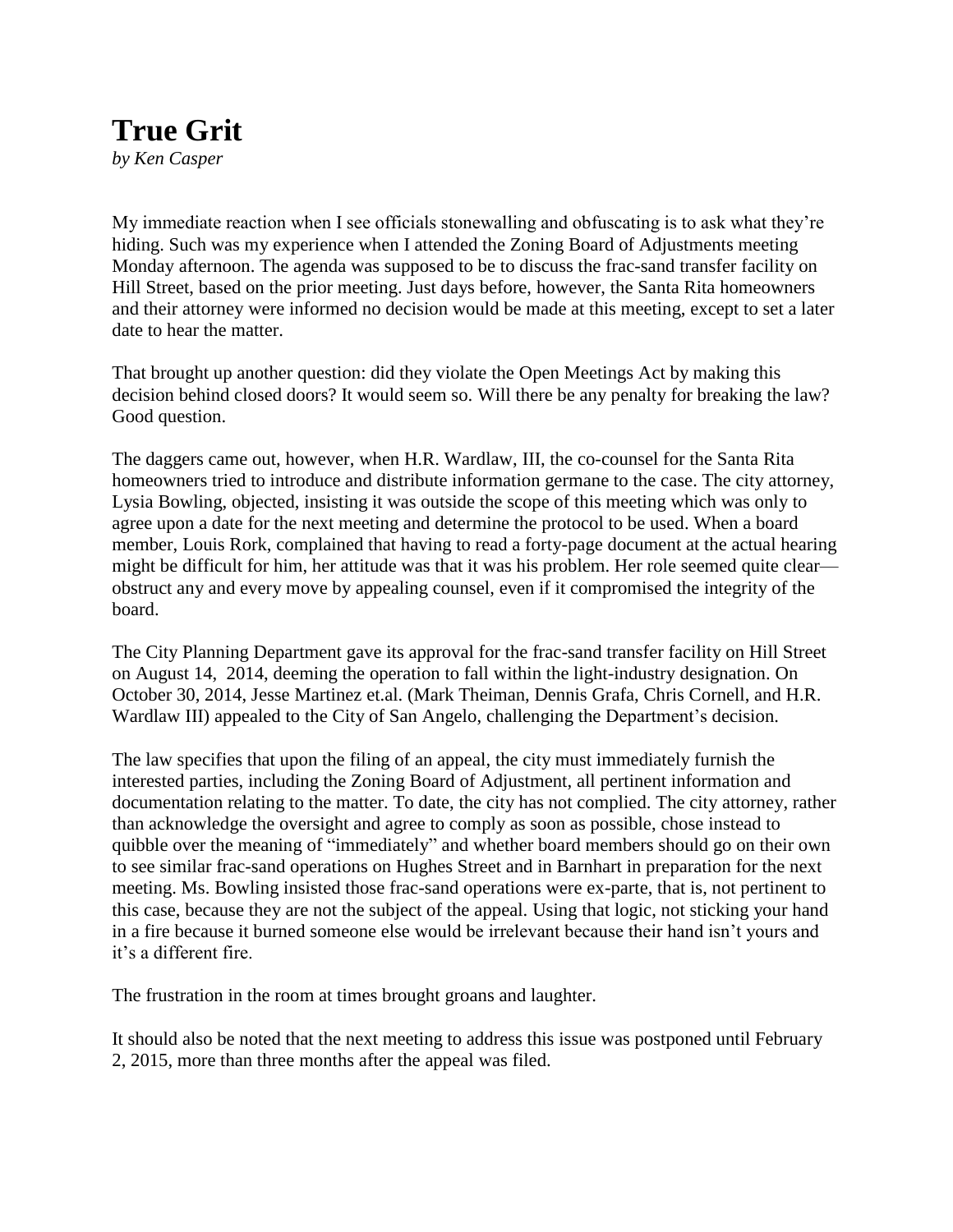# True Grit

*by Ken Casper*

My immediate reaction when I see officials stonewalling and obfuscating is to ask what they're hiding. Such was my experience when I attended the Zoning Board of Adjustments meeting Monday afternoon. The agenda was supposed to be to discuss the frac-sand transfer facility on Hill Street, based on the prior meeting. Just days before, however, the Santa Rita homeowners and their attorney were informed no decision would be made at this meeting, except to set a later date to hear the matter.

That brought up another question: did they violate the Open Meetings Act by making this decision behind closed doors? It would seem so. Will there be any penalty for breaking the law? Good question.

The daggers came out, however, when H.R. Wardlaw, III, the co-counsel for the Santa Rita homeowners tried to introduce and distribute information germane to the case. The city attorney, Lysia Bowling, objected, insisting it was outside the scope of this meeting which was only to agree upon a date for the next meeting and determine the protocol to be used. When a board member, Louis Rork, complained that having to read a forty-page document at the actual hearing might be difficult for him, her attitude was that it was his problem. Her role seemed quite clear—obstruct any and every move by appealing counsel, even if it compromised the integrity of the board.

The City Planning Department gave its approval for the frac-sand transfer facility on Hill Street on August 14, 2014, deeming the operation to fall within the light-industry designation. On October 30, 2014, Jesse Martinez et.al. (Mark Theiman, Dennis Grafa, Chris Cornell, and H.R. Wardlaw III) appealed to the City of San Angelo, challenging the Department's decision.

The law specifies that upon the filing of an appeal, the city must immediately furnish the interested parties, including the Zoning Board of Adjustment, all pertinent information and documentation relating to the matter. To date, the city has not complied. The city attorney, rather than acknowledge the oversight and agree to comply as soon as possible, chose instead to quibble over the meaning of "immediately" and whether board members should go on their own to see similar frac-sand operations on Hughes Street and in Barnhart in preparation for the next meeting. Ms. Bowling insisted those frac-sand operations were ex-parte, that is, not pertinent to this case, because they are not the subject of the appeal. Using that logic, not sticking your hand in a fire because it burned someone else would be irrelevant because their hand isn't yours and it's a different fire.

The frustration in the room at times brought groans and laughter.

It should also be noted that the next meeting to address this issue was postponed until February 2, 2015, more than three months after the appeal was filed.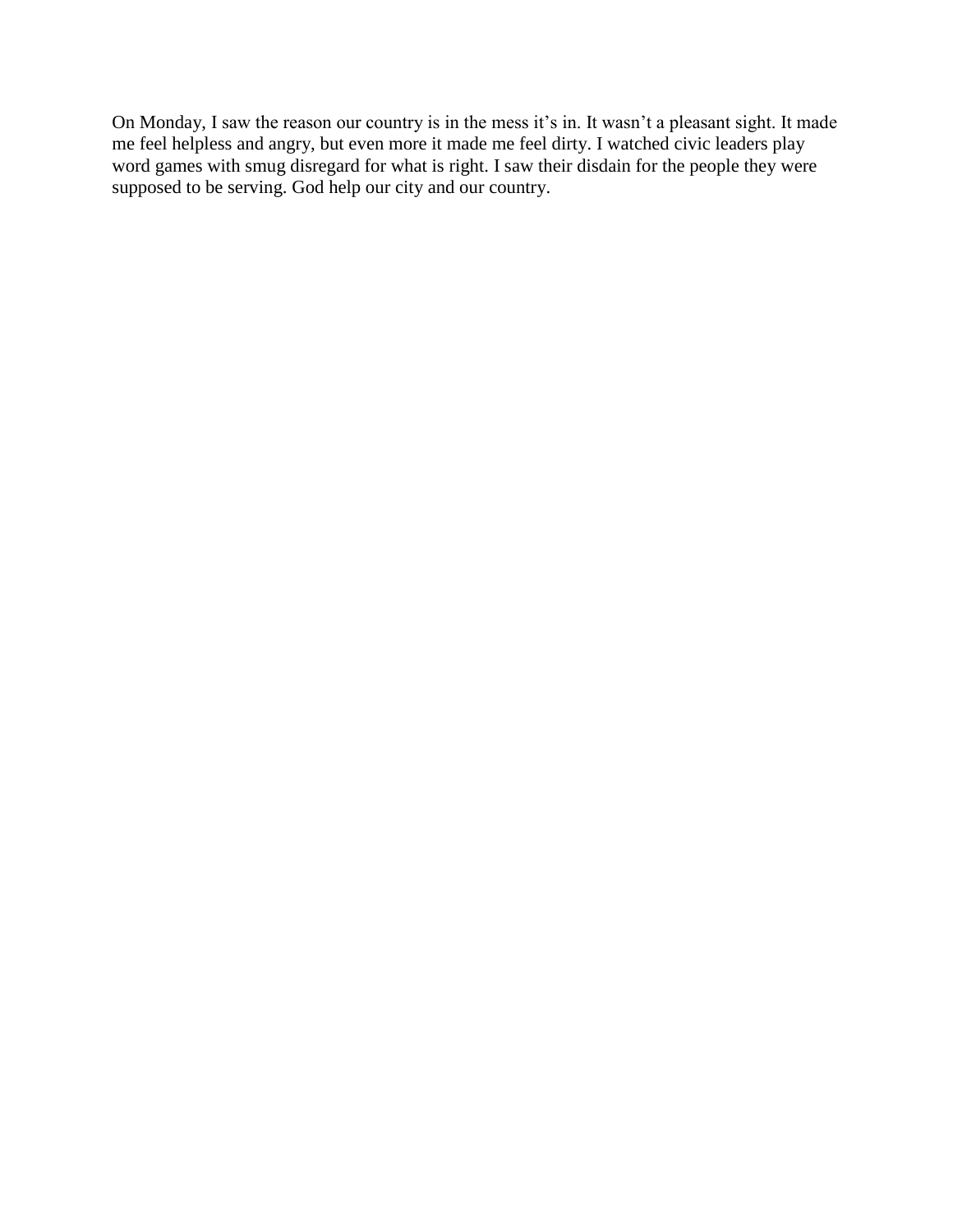On Monday, I saw the reason our country is in the mess it's in. It wasn't a pleasant sight. It made me feel helpless and angry, but even more it made me feel dirty. I watched civic leaders play word games with smug disregard for what is right. I saw their disdain for the people they were supposed to be serving. God help our city and our country.